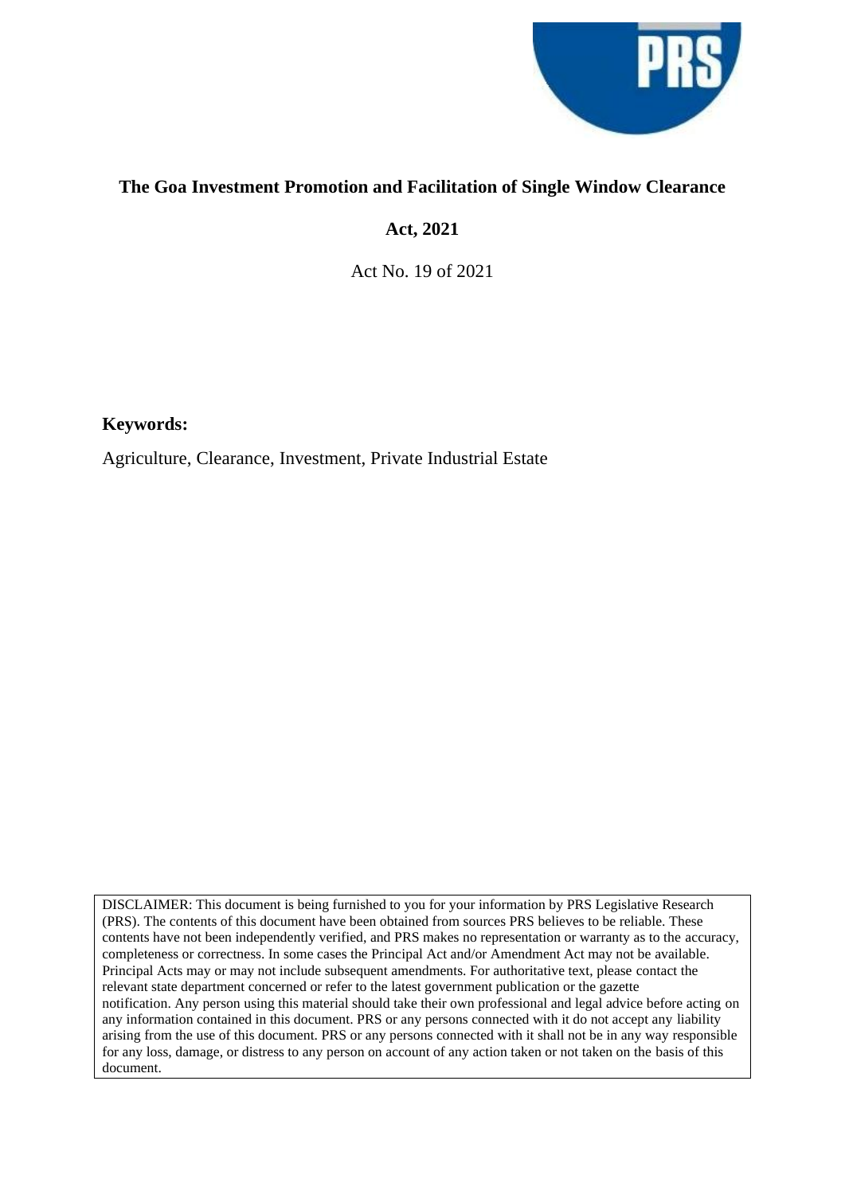# The Goa Investment Promotion and Facilitation of Single Window Clearance Act, 2021

Act No. 19 of 2021

**Keywords:**

Agriculture, Clearance, Investment, Private Industrial Estate

DISCLAIMER: This document is being furnished to you for your information by PRS Legislative Research (PRS). The contents of this document have been obtained from sources PRS believes to be reliable. These contents have not been independently verified, and PRS makes no representation or warranty as to the accuracy, completeness or correctness. In some cases the Principal Act and/or Amendment Act may not be available. Principal Acts may or may not include subsequent amendments. For authoritative text, please contact the relevant state department concerned or refer to the latest government publication or the gazette notification. Any person using this material should take their own professional and legal advice before acting on any information contained in this document. PRS or any persons connected with it do not accept any liability arising from the use of this document. PRS or any persons connected with it shall not be in any way responsible for any loss, damage, or distress to any person on account of any action taken or not taken on the basis of this document.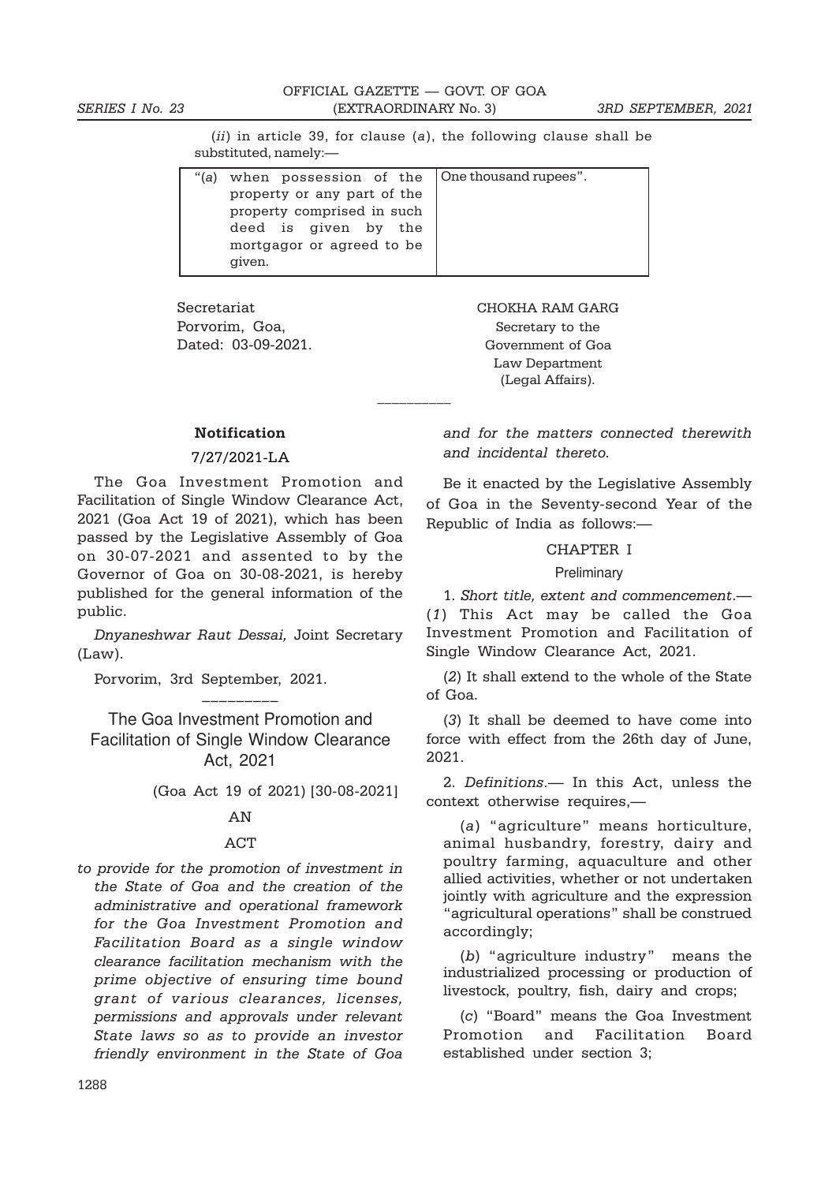(*ii*) in article 39, for clause (*a*), the following clause shall be substituted, namely:—

| "(*a*) when possession of the property or any part of the property comprised in such deed is given by the mortgagor or agreed to be given. | One thousand rupees". |
|---|---|

Secretariat
Porvorim, Goa,
Dated: 03-09-2021.

CHOKHA RAM GARG
Secretary to the
Government of Goa
Law Department
(Legal Affairs).

---

**Notification**

7/27/2021-LA

The Goa Investment Promotion and Facilitation of Single Window Clearance Act, 2021 (Goa Act 19 of 2021), which has been passed by the Legislative Assembly of Goa on 30-07-2021 and assented to by the Governor of Goa on 30-08-2021, is hereby published for the general information of the public.

*Dnyaneshwar Raut Dessai,* Joint Secretary (Law).

Porvorim, 3rd September, 2021.

---

## The Goa Investment Promotion and Facilitation of Single Window Clearance Act, 2021

(Goa Act 19 of 2021) [30-08-2021]

AN

ACT

*to provide for the promotion of investment in the State of Goa and the creation of the administrative and operational framework for the Goa Investment Promotion and Facilitation Board as a single window clearance facilitation mechanism with the prime objective of ensuring time bound grant of various clearances, licenses, permissions and approvals under relevant State laws so as to provide an investor friendly environment in the State of Goa and for the matters connected therewith and incidental thereto.*

Be it enacted by the Legislative Assembly of Goa in the Seventy-second Year of the Republic of India as follows:—

CHAPTER I

Preliminary

1. *Short title, extent and commencement.*— (*1*) This Act may be called the Goa Investment Promotion and Facilitation of Single Window Clearance Act, 2021.

(*2*) It shall extend to the whole of the State of Goa.

(*3*) It shall be deemed to have come into force with effect from the 26th day of June, 2021.

2. *Definitions.*— In this Act, unless the context otherwise requires,—

(*a*) "agriculture" means horticulture, animal husbandry, forestry, dairy and poultry farming, aquaculture and other allied activities, whether or not undertaken jointly with agriculture and the expression "agricultural operations" shall be construed accordingly;

(*b*) "agriculture industry" means the industrialized processing or production of livestock, poultry, fish, dairy and crops;

(*c*) "Board" means the Goa Investment Promotion and Facilitation Board established under section 3;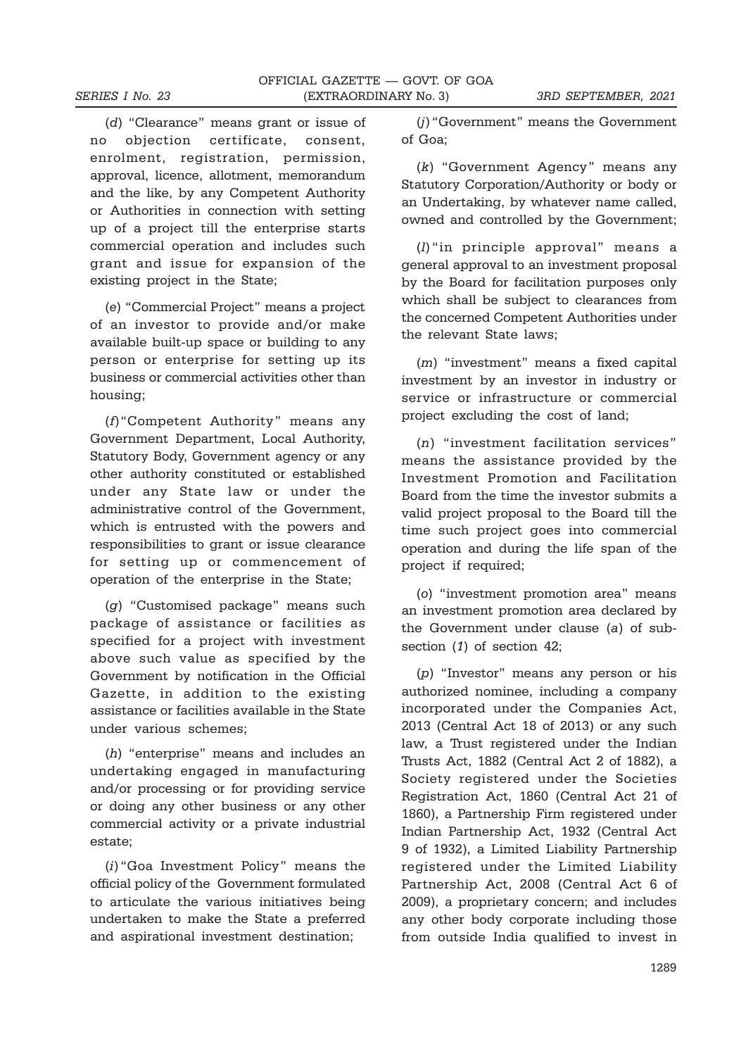(*d*) "Clearance" means grant or issue of no objection certificate, consent, enrolment, registration, permission, approval, licence, allotment, memorandum and the like, by any Competent Authority or Authorities in connection with setting up of a project till the enterprise starts commercial operation and includes such grant and issue for expansion of the existing project in the State;

(*e*) "Commercial Project" means a project of an investor to provide and/or make available built-up space or building to any person or enterprise for setting up its business or commercial activities other than housing;

(*f*) "Competent Authority" means any Government Department, Local Authority, Statutory Body, Government agency or any other authority constituted or established under any State law or under the administrative control of the Government, which is entrusted with the powers and responsibilities to grant or issue clearance for setting up or commencement of operation of the enterprise in the State;

(*g*) "Customised package" means such package of assistance or facilities as specified for a project with investment above such value as specified by the Government by notification in the Official Gazette, in addition to the existing assistance or facilities available in the State under various schemes;

(*h*) "enterprise" means and includes an undertaking engaged in manufacturing and/or processing or for providing service or doing any other business or any other commercial activity or a private industrial estate;

(*i*) "Goa Investment Policy" means the official policy of the Government formulated to articulate the various initiatives being undertaken to make the State a preferred and aspirational investment destination;

(*j*) "Government" means the Government of Goa;

(*k*) "Government Agency" means any Statutory Corporation/Authority or body or an Undertaking, by whatever name called, owned and controlled by the Government;

(*l*) "in principle approval" means a general approval to an investment proposal by the Board for facilitation purposes only which shall be subject to clearances from the concerned Competent Authorities under the relevant State laws;

(*m*) "investment" means a fixed capital investment by an investor in industry or service or infrastructure or commercial project excluding the cost of land;

(*n*) "investment facilitation services" means the assistance provided by the Investment Promotion and Facilitation Board from the time the investor submits a valid project proposal to the Board till the time such project goes into commercial operation and during the life span of the project if required;

(*o*) "investment promotion area" means an investment promotion area declared by the Government under clause (*a*) of sub-section (*1*) of section 42;

(*p*) "Investor" means any person or his authorized nominee, including a company incorporated under the Companies Act, 2013 (Central Act 18 of 2013) or any such law, a Trust registered under the Indian Trusts Act, 1882 (Central Act 2 of 1882), a Society registered under the Societies Registration Act, 1860 (Central Act 21 of 1860), a Partnership Firm registered under Indian Partnership Act, 1932 (Central Act 9 of 1932), a Limited Liability Partnership registered under the Limited Liability Partnership Act, 2008 (Central Act 6 of 2009), a proprietary concern; and includes any other body corporate including those from outside India qualified to invest in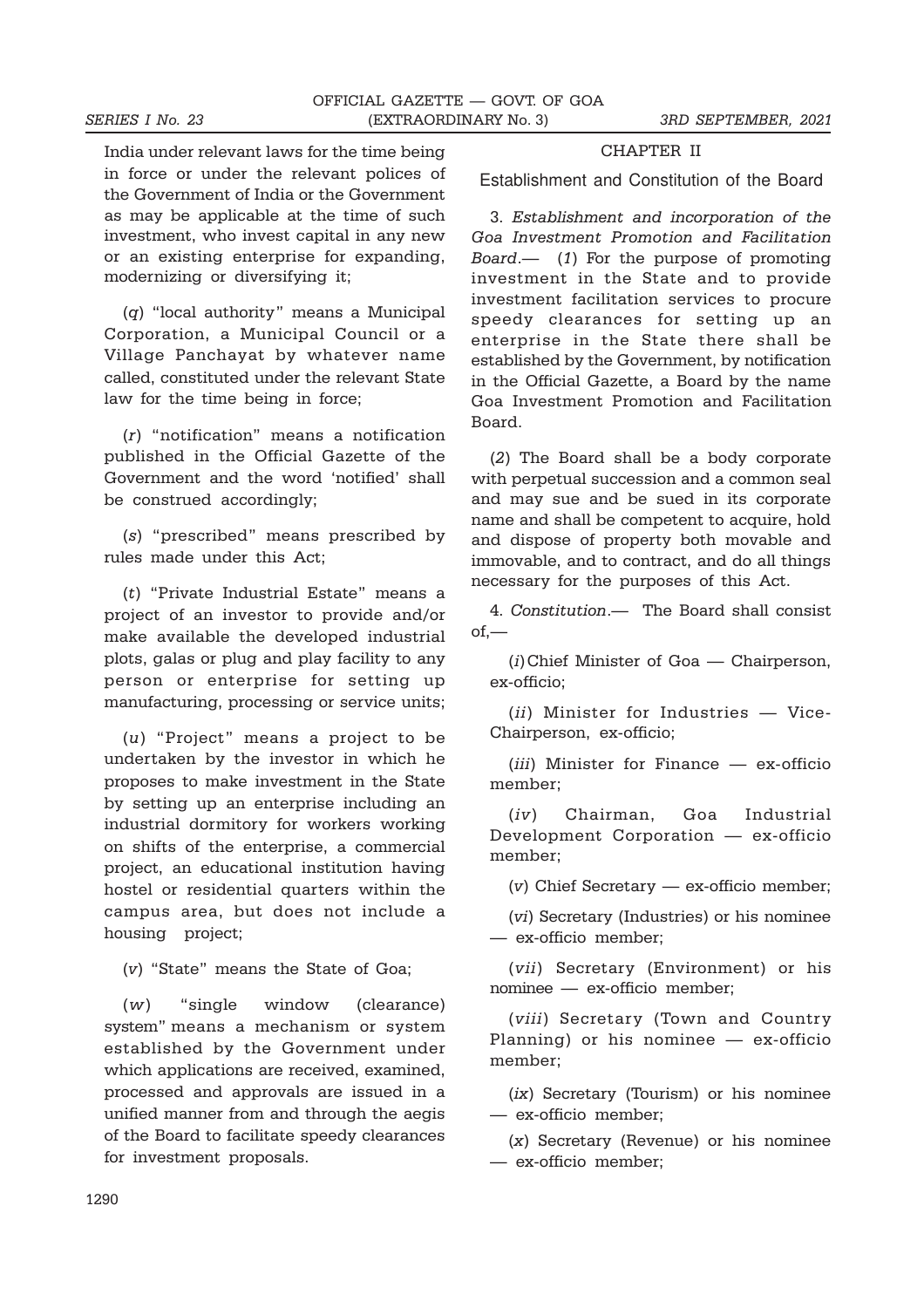India under relevant laws for the time being in force or under the relevant polices of the Government of India or the Government as may be applicable at the time of such investment, who invest capital in any new or an existing enterprise for expanding, modernizing or diversifying it;

(*q*) "local authority" means a Municipal Corporation, a Municipal Council or a Village Panchayat by whatever name called, constituted under the relevant State law for the time being in force;

(*r*) "notification" means a notification published in the Official Gazette of the Government and the word 'notified' shall be construed accordingly;

(*s*) "prescribed" means prescribed by rules made under this Act;

(*t*) "Private Industrial Estate" means a project of an investor to provide and/or make available the developed industrial plots, galas or plug and play facility to any person or enterprise for setting up manufacturing, processing or service units;

(*u*) "Project" means a project to be undertaken by the investor in which he proposes to make investment in the State by setting up an enterprise including an industrial dormitory for workers working on shifts of the enterprise, a commercial project, an educational institution having hostel or residential quarters within the campus area, but does not include a housing project;

(*v*) "State" means the State of Goa;

(*w*) "single window (clearance) system" means a mechanism or system established by the Government under which applications are received, examined, processed and approvals are issued in a unified manner from and through the aegis of the Board to facilitate speedy clearances for investment proposals.

## CHAPTER II

### Establishment and Constitution of the Board

3. *Establishment and incorporation of the Goa Investment Promotion and Facilitation Board*.— (*1*) For the purpose of promoting investment in the State and to provide investment facilitation services to procure speedy clearances for setting up an enterprise in the State there shall be established by the Government, by notification in the Official Gazette, a Board by the name Goa Investment Promotion and Facilitation Board.

(*2*) The Board shall be a body corporate with perpetual succession and a common seal and may sue and be sued in its corporate name and shall be competent to acquire, hold and dispose of property both movable and immovable, and to contract, and do all things necessary for the purposes of this Act.

4. *Constitution*.— The Board shall consist of,—

(*i*) Chief Minister of Goa — Chairperson, ex-officio;

(*ii*) Minister for Industries — Vice-Chairperson, ex-officio;

(*iii*) Minister for Finance — ex-officio member;

(*iv*) Chairman, Goa Industrial Development Corporation — ex-officio member;

(*v*) Chief Secretary — ex-officio member;

(*vi*) Secretary (Industries) or his nominee — ex-officio member;

(*vii*) Secretary (Environment) or his nominee — ex-officio member;

(*viii*) Secretary (Town and Country Planning) or his nominee — ex-officio member;

(*ix*) Secretary (Tourism) or his nominee — ex-officio member;

(*x*) Secretary (Revenue) or his nominee — ex-officio member;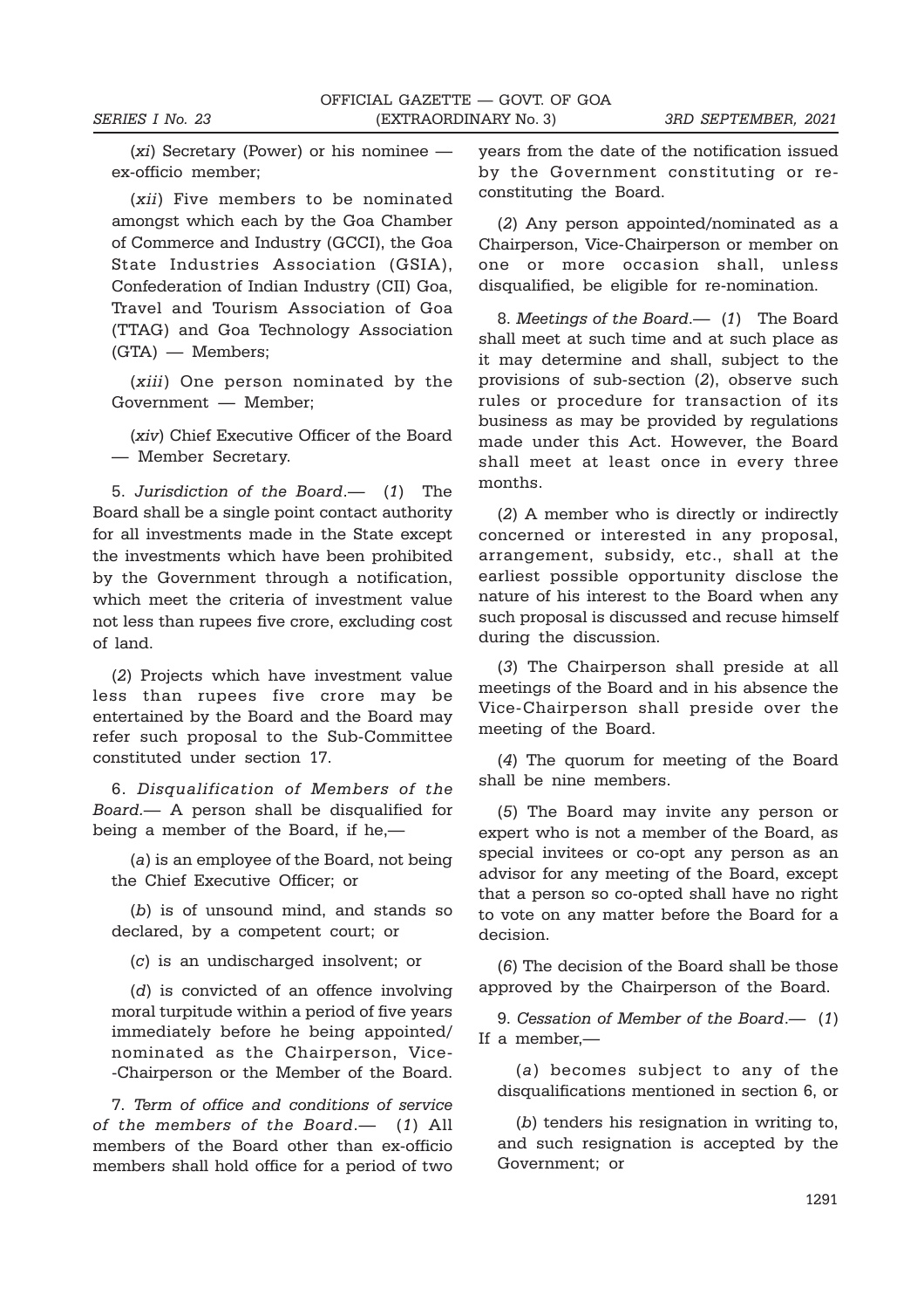(*xi*) Secretary (Power) or his nominee — ex-officio member;

(*xii*) Five members to be nominated amongst which each by the Goa Chamber of Commerce and Industry (GCCI), the Goa State Industries Association (GSIA), Confederation of Indian Industry (CII) Goa, Travel and Tourism Association of Goa (TTAG) and Goa Technology Association (GTA) — Members;

(*xiii*) One person nominated by the Government — Member;

(*xiv*) Chief Executive Officer of the Board — Member Secretary.

5. *Jurisdiction of the Board*.— (*1*) The Board shall be a single point contact authority for all investments made in the State except the investments which have been prohibited by the Government through a notification, which meet the criteria of investment value not less than rupees five crore, excluding cost of land.

(*2*) Projects which have investment value less than rupees five crore may be entertained by the Board and the Board may refer such proposal to the Sub-Committee constituted under section 17.

6. *Disqualification of Members of the Board.*— A person shall be disqualified for being a member of the Board, if he,—

(*a*) is an employee of the Board, not being the Chief Executive Officer; or

(*b*) is of unsound mind, and stands so declared, by a competent court; or

(*c*) is an undischarged insolvent; or

(*d*) is convicted of an offence involving moral turpitude within a period of five years immediately before he being appointed/ nominated as the Chairperson, Vice- -Chairperson or the Member of the Board.

7. *Term of office and conditions of service of the members of the Board*.— (*1*) All members of the Board other than ex-officio members shall hold office for a period of two years from the date of the notification issued by the Government constituting or re-constituting the Board.

(*2*) Any person appointed/nominated as a Chairperson, Vice-Chairperson or member on one or more occasion shall, unless disqualified, be eligible for re-nomination.

8. *Meetings of the Board*.— (*1*) The Board shall meet at such time and at such place as it may determine and shall, subject to the provisions of sub-section (*2*), observe such rules or procedure for transaction of its business as may be provided by regulations made under this Act. However, the Board shall meet at least once in every three months.

(*2*) A member who is directly or indirectly concerned or interested in any proposal, arrangement, subsidy, etc., shall at the earliest possible opportunity disclose the nature of his interest to the Board when any such proposal is discussed and recuse himself during the discussion.

(*3*) The Chairperson shall preside at all meetings of the Board and in his absence the Vice-Chairperson shall preside over the meeting of the Board.

(*4*) The quorum for meeting of the Board shall be nine members.

(*5*) The Board may invite any person or expert who is not a member of the Board, as special invitees or co-opt any person as an advisor for any meeting of the Board, except that a person so co-opted shall have no right to vote on any matter before the Board for a decision.

(*6*) The decision of the Board shall be those approved by the Chairperson of the Board.

9. *Cessation of Member of the Board*.— (*1*) If a member,—

(*a*) becomes subject to any of the disqualifications mentioned in section 6, or

(*b*) tenders his resignation in writing to, and such resignation is accepted by the Government; or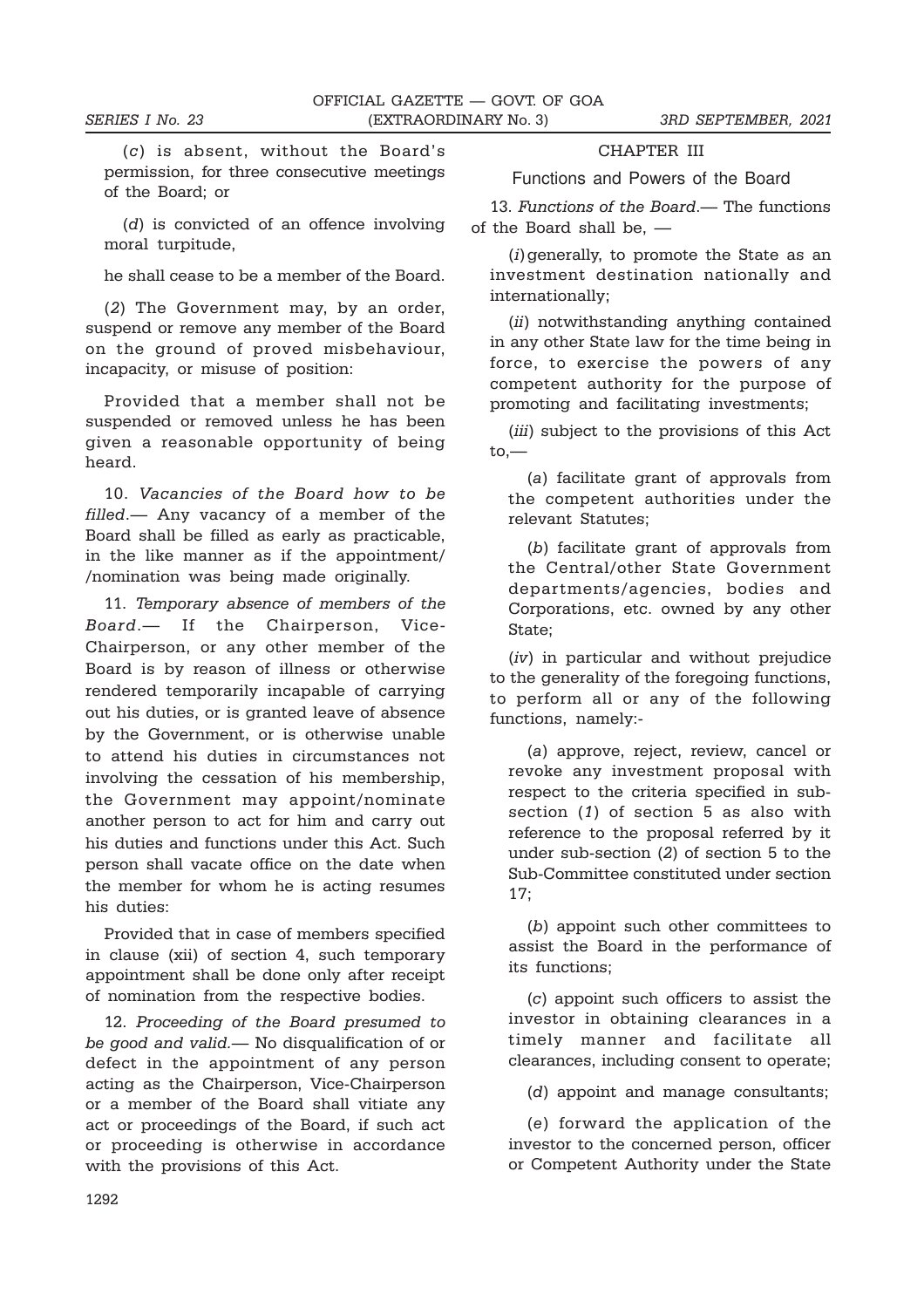(*c*) is absent, without the Board's permission, for three consecutive meetings of the Board; or

(*d*) is convicted of an offence involving moral turpitude,

he shall cease to be a member of the Board.

(*2*) The Government may, by an order, suspend or remove any member of the Board on the ground of proved misbehaviour, incapacity, or misuse of position:

Provided that a member shall not be suspended or removed unless he has been given a reasonable opportunity of being heard.

10. *Vacancies of the Board how to be filled*.— Any vacancy of a member of the Board shall be filled as early as practicable, in the like manner as if the appointment/ /nomination was being made originally.

11. *Temporary absence of members of the Board*.— If the Chairperson, Vice-Chairperson, or any other member of the Board is by reason of illness or otherwise rendered temporarily incapable of carrying out his duties, or is granted leave of absence by the Government, or is otherwise unable to attend his duties in circumstances not involving the cessation of his membership, the Government may appoint/nominate another person to act for him and carry out his duties and functions under this Act. Such person shall vacate office on the date when the member for whom he is acting resumes his duties:

Provided that in case of members specified in clause (xii) of section 4, such temporary appointment shall be done only after receipt of nomination from the respective bodies.

12. *Proceeding of the Board presumed to be good and valid*.— No disqualification of or defect in the appointment of any person acting as the Chairperson, Vice-Chairperson or a member of the Board shall vitiate any act or proceedings of the Board, if such act or proceeding is otherwise in accordance with the provisions of this Act.

## CHAPTER III

### Functions and Powers of the Board

13. *Functions of the Board*.— The functions of the Board shall be, —

(*i*) generally, to promote the State as an investment destination nationally and internationally;

(*ii*) notwithstanding anything contained in any other State law for the time being in force, to exercise the powers of any competent authority for the purpose of promoting and facilitating investments;

(*iii*) subject to the provisions of this Act to,—

(*a*) facilitate grant of approvals from the competent authorities under the relevant Statutes;

(*b*) facilitate grant of approvals from the Central/other State Government departments/agencies, bodies and Corporations, etc. owned by any other State;

(*iv*) in particular and without prejudice to the generality of the foregoing functions, to perform all or any of the following functions, namely:-

(*a*) approve, reject, review, cancel or revoke any investment proposal with respect to the criteria specified in sub-section (*1*) of section 5 as also with reference to the proposal referred by it under sub-section (*2*) of section 5 to the Sub-Committee constituted under section 17;

(*b*) appoint such other committees to assist the Board in the performance of its functions;

(*c*) appoint such officers to assist the investor in obtaining clearances in a timely manner and facilitate all clearances, including consent to operate;

(*d*) appoint and manage consultants;

(*e*) forward the application of the investor to the concerned person, officer or Competent Authority under the State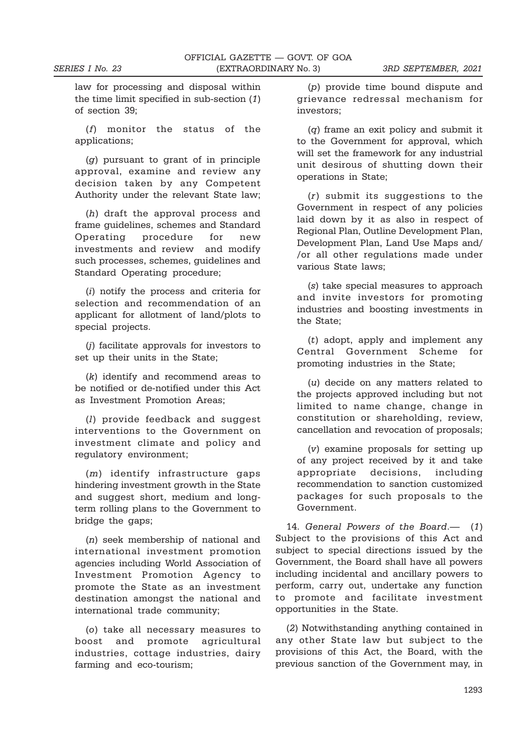law for processing and disposal within the time limit specified in sub-section (*1*) of section 39;

(*f*) monitor the status of the applications;

(*g*) pursuant to grant of in principle approval, examine and review any decision taken by any Competent Authority under the relevant State law;

(*h*) draft the approval process and frame guidelines, schemes and Standard Operating procedure for new investments and review and modify such processes, schemes, guidelines and Standard Operating procedure;

(*i*) notify the process and criteria for selection and recommendation of an applicant for allotment of land/plots to special projects.

(*j*) facilitate approvals for investors to set up their units in the State;

(*k*) identify and recommend areas to be notified or de-notified under this Act as Investment Promotion Areas;

(*l*) provide feedback and suggest interventions to the Government on investment climate and policy and regulatory environment;

(*m*) identify infrastructure gaps hindering investment growth in the State and suggest short, medium and long-term rolling plans to the Government to bridge the gaps;

(*n*) seek membership of national and international investment promotion agencies including World Association of Investment Promotion Agency to promote the State as an investment destination amongst the national and international trade community;

(*o*) take all necessary measures to boost and promote agricultural industries, cottage industries, dairy farming and eco-tourism;

(*p*) provide time bound dispute and grievance redressal mechanism for investors;

(*q*) frame an exit policy and submit it to the Government for approval, which will set the framework for any industrial unit desirous of shutting down their operations in State;

(*r*) submit its suggestions to the Government in respect of any policies laid down by it as also in respect of Regional Plan, Outline Development Plan, Development Plan, Land Use Maps and/ /or all other regulations made under various State laws;

(*s*) take special measures to approach and invite investors for promoting industries and boosting investments in the State;

(*t*) adopt, apply and implement any Central Government Scheme for promoting industries in the State;

(*u*) decide on any matters related to the projects approved including but not limited to name change, change in constitution or shareholding, review, cancellation and revocation of proposals;

(*v*) examine proposals for setting up of any project received by it and take appropriate decisions, including recommendation to sanction customized packages for such proposals to the Government.

14. *General Powers of the Board*.— (*1*) Subject to the provisions of this Act and subject to special directions issued by the Government, the Board shall have all powers including incidental and ancillary powers to perform, carry out, undertake any function to promote and facilitate investment opportunities in the State.

(*2*) Notwithstanding anything contained in any other State law but subject to the provisions of this Act, the Board, with the previous sanction of the Government may, in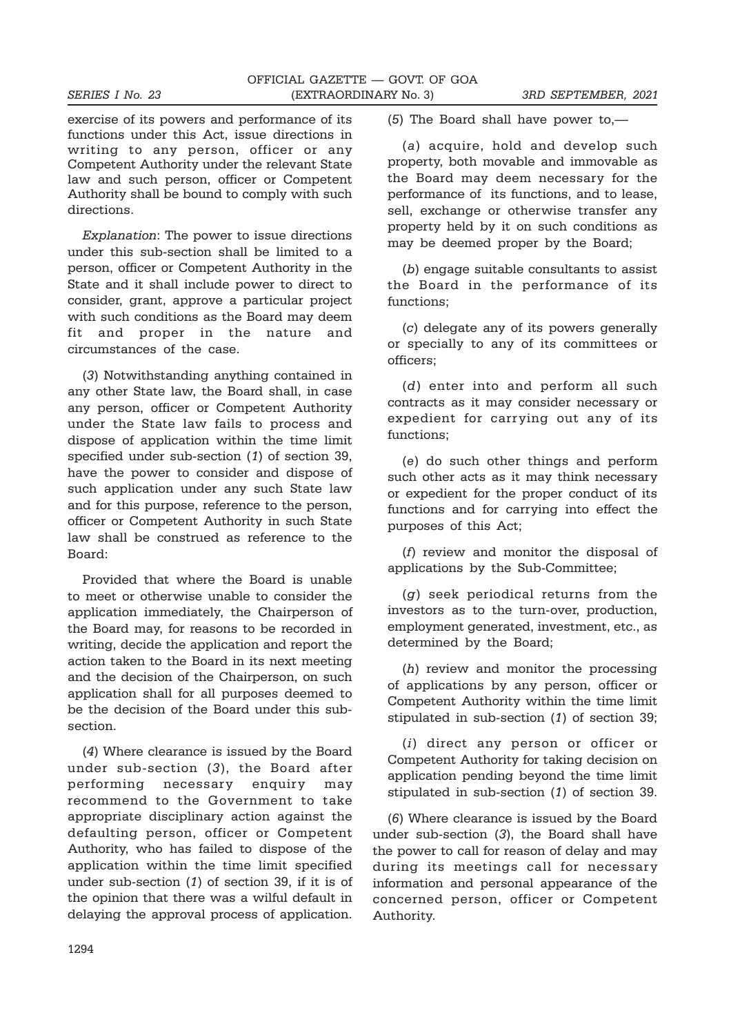exercise of its powers and performance of its functions under this Act, issue directions in writing to any person, officer or any Competent Authority under the relevant State law and such person, officer or Competent Authority shall be bound to comply with such directions.

*Explanation*: The power to issue directions under this sub-section shall be limited to a person, officer or Competent Authority in the State and it shall include power to direct to consider, grant, approve a particular project with such conditions as the Board may deem fit and proper in the nature and circumstances of the case.

(*3*) Notwithstanding anything contained in any other State law, the Board shall, in case any person, officer or Competent Authority under the State law fails to process and dispose of application within the time limit specified under sub-section (*1*) of section 39, have the power to consider and dispose of such application under any such State law and for this purpose, reference to the person, officer or Competent Authority in such State law shall be construed as reference to the Board:

Provided that where the Board is unable to meet or otherwise unable to consider the application immediately, the Chairperson of the Board may, for reasons to be recorded in writing, decide the application and report the action taken to the Board in its next meeting and the decision of the Chairperson, on such application shall for all purposes deemed to be the decision of the Board under this sub-section.

(*4*) Where clearance is issued by the Board under sub-section (*3*), the Board after performing necessary enquiry may recommend to the Government to take appropriate disciplinary action against the defaulting person, officer or Competent Authority, who has failed to dispose of the application within the time limit specified under sub-section (*1*) of section 39, if it is of the opinion that there was a wilful default in delaying the approval process of application.

(*5*) The Board shall have power to,—

(*a*) acquire, hold and develop such property, both movable and immovable as the Board may deem necessary for the performance of its functions, and to lease, sell, exchange or otherwise transfer any property held by it on such conditions as may be deemed proper by the Board;

(*b*) engage suitable consultants to assist the Board in the performance of its functions;

(*c*) delegate any of its powers generally or specially to any of its committees or officers;

(*d*) enter into and perform all such contracts as it may consider necessary or expedient for carrying out any of its functions;

(*e*) do such other things and perform such other acts as it may think necessary or expedient for the proper conduct of its functions and for carrying into effect the purposes of this Act;

(*f*) review and monitor the disposal of applications by the Sub-Committee;

(*g*) seek periodical returns from the investors as to the turn-over, production, employment generated, investment, etc., as determined by the Board;

(*h*) review and monitor the processing of applications by any person, officer or Competent Authority within the time limit stipulated in sub-section (*1*) of section 39;

(*i*) direct any person or officer or Competent Authority for taking decision on application pending beyond the time limit stipulated in sub-section (*1*) of section 39.

(*6*) Where clearance is issued by the Board under sub-section (*3*), the Board shall have the power to call for reason of delay and may during its meetings call for necessary information and personal appearance of the concerned person, officer or Competent Authority.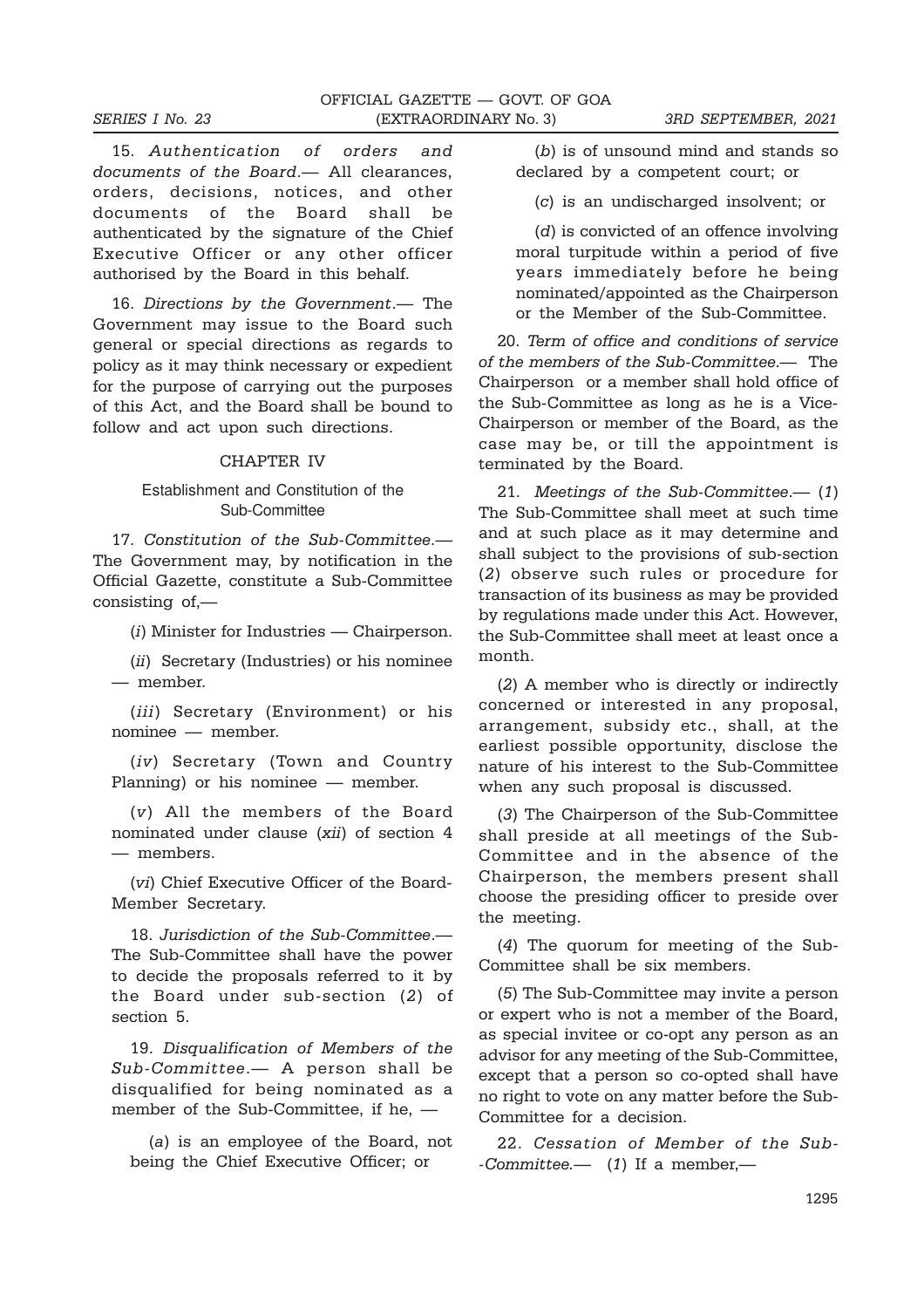15. *Authentication of orders and documents of the Board*.— All clearances, orders, decisions, notices, and other documents of the Board shall be authenticated by the signature of the Chief Executive Officer or any other officer authorised by the Board in this behalf.

16. *Directions by the Government*.— The Government may issue to the Board such general or special directions as regards to policy as it may think necessary or expedient for the purpose of carrying out the purposes of this Act, and the Board shall be bound to follow and act upon such directions.

## CHAPTER IV

### Establishment and Constitution of the Sub-Committee

17. *Constitution of the Sub-Committee*.— The Government may, by notification in the Official Gazette, constitute a Sub-Committee consisting of,—

(*i*) Minister for Industries — Chairperson.

(*ii*) Secretary (Industries) or his nominee — member.

(*iii*) Secretary (Environment) or his nominee — member.

(*iv*) Secretary (Town and Country Planning) or his nominee — member.

(*v*) All the members of the Board nominated under clause (*xii*) of section 4 — members.

(*vi*) Chief Executive Officer of the Board- Member Secretary.

18. *Jurisdiction of the Sub-Committee*.— The Sub-Committee shall have the power to decide the proposals referred to it by the Board under sub-section (*2*) of section 5.

19. *Disqualification of Members of the Sub-Committee*.— A person shall be disqualified for being nominated as a member of the Sub-Committee, if he, —

(*a*) is an employee of the Board, not being the Chief Executive Officer; or

(*b*) is of unsound mind and stands so declared by a competent court; or

(*c*) is an undischarged insolvent; or

(*d*) is convicted of an offence involving moral turpitude within a period of five years immediately before he being nominated/appointed as the Chairperson or the Member of the Sub-Committee.

20. *Term of office and conditions of service of the members of the Sub-Committee*.— The Chairperson or a member shall hold office of the Sub-Committee as long as he is a Vice-Chairperson or member of the Board, as the case may be, or till the appointment is terminated by the Board.

21. *Meetings of the Sub-Committee*.— (*1*) The Sub-Committee shall meet at such time and at such place as it may determine and shall subject to the provisions of sub-section (*2*) observe such rules or procedure for transaction of its business as may be provided by regulations made under this Act. However, the Sub-Committee shall meet at least once a month.

(*2*) A member who is directly or indirectly concerned or interested in any proposal, arrangement, subsidy etc., shall, at the earliest possible opportunity, disclose the nature of his interest to the Sub-Committee when any such proposal is discussed.

(*3*) The Chairperson of the Sub-Committee shall preside at all meetings of the Sub-Committee and in the absence of the Chairperson, the members present shall choose the presiding officer to preside over the meeting.

(*4*) The quorum for meeting of the Sub-Committee shall be six members.

(*5*) The Sub-Committee may invite a person or expert who is not a member of the Board, as special invitee or co-opt any person as an advisor for any meeting of the Sub-Committee, except that a person so co-opted shall have no right to vote on any matter before the Sub-Committee for a decision.

22. *Cessation of Member of the Sub--Committee*.— (*1*) If a member,—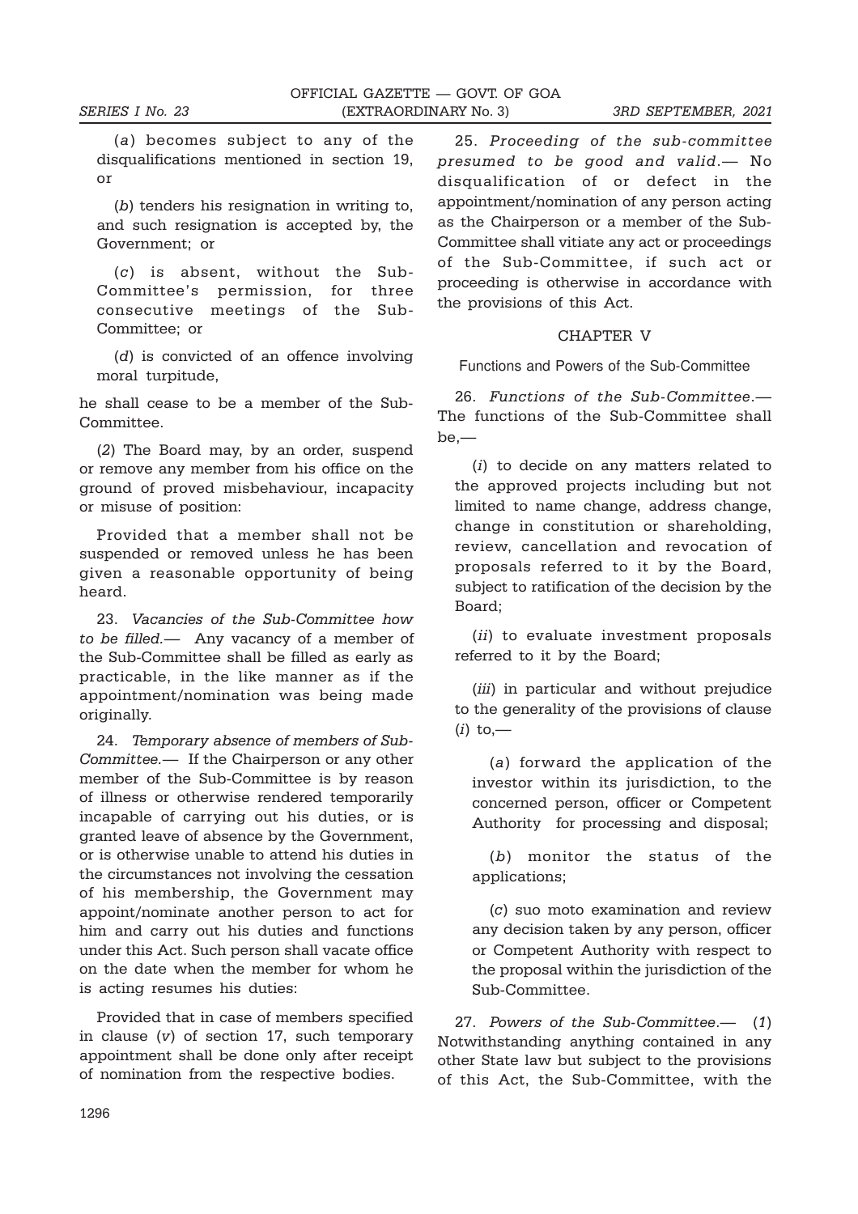(*a*) becomes subject to any of the disqualifications mentioned in section 19, or

(*b*) tenders his resignation in writing to, and such resignation is accepted by, the Government; or

(*c*) is absent, without the Sub-Committee's permission, for three consecutive meetings of the Sub-Committee; or

(*d*) is convicted of an offence involving moral turpitude,

he shall cease to be a member of the Sub-Committee.

(*2*) The Board may, by an order, suspend or remove any member from his office on the ground of proved misbehaviour, incapacity or misuse of position:

Provided that a member shall not be suspended or removed unless he has been given a reasonable opportunity of being heard.

23. *Vacancies of the Sub-Committee how to be filled.*— Any vacancy of a member of the Sub-Committee shall be filled as early as practicable, in the like manner as if the appointment/nomination was being made originally.

24. *Temporary absence of members of Sub-Committee.*— If the Chairperson or any other member of the Sub-Committee is by reason of illness or otherwise rendered temporarily incapable of carrying out his duties, or is granted leave of absence by the Government, or is otherwise unable to attend his duties in the circumstances not involving the cessation of his membership, the Government may appoint/nominate another person to act for him and carry out his duties and functions under this Act. Such person shall vacate office on the date when the member for whom he is acting resumes his duties:

Provided that in case of members specified in clause (*v*) of section 17, such temporary appointment shall be done only after receipt of nomination from the respective bodies.

25. *Proceeding of the sub-committee presumed to be good and valid*.— No disqualification of or defect in the appointment/nomination of any person acting as the Chairperson or a member of the Sub-Committee shall vitiate any act or proceedings of the Sub-Committee, if such act or proceeding is otherwise in accordance with the provisions of this Act.

## CHAPTER V

### Functions and Powers of the Sub-Committee

26. *Functions of the Sub-Committee*.— The functions of the Sub-Committee shall be,—

(*i*) to decide on any matters related to the approved projects including but not limited to name change, address change, change in constitution or shareholding, review, cancellation and revocation of proposals referred to it by the Board, subject to ratification of the decision by the Board;

(*ii*) to evaluate investment proposals referred to it by the Board;

(*iii*) in particular and without prejudice to the generality of the provisions of clause (*i*) to,—

(*a*) forward the application of the investor within its jurisdiction, to the concerned person, officer or Competent Authority for processing and disposal;

(*b*) monitor the status of the applications;

(*c*) suo moto examination and review any decision taken by any person, officer or Competent Authority with respect to the proposal within the jurisdiction of the Sub-Committee.

27. *Powers of the Sub-Committee*.— (*1*) Notwithstanding anything contained in any other State law but subject to the provisions of this Act, the Sub-Committee, with the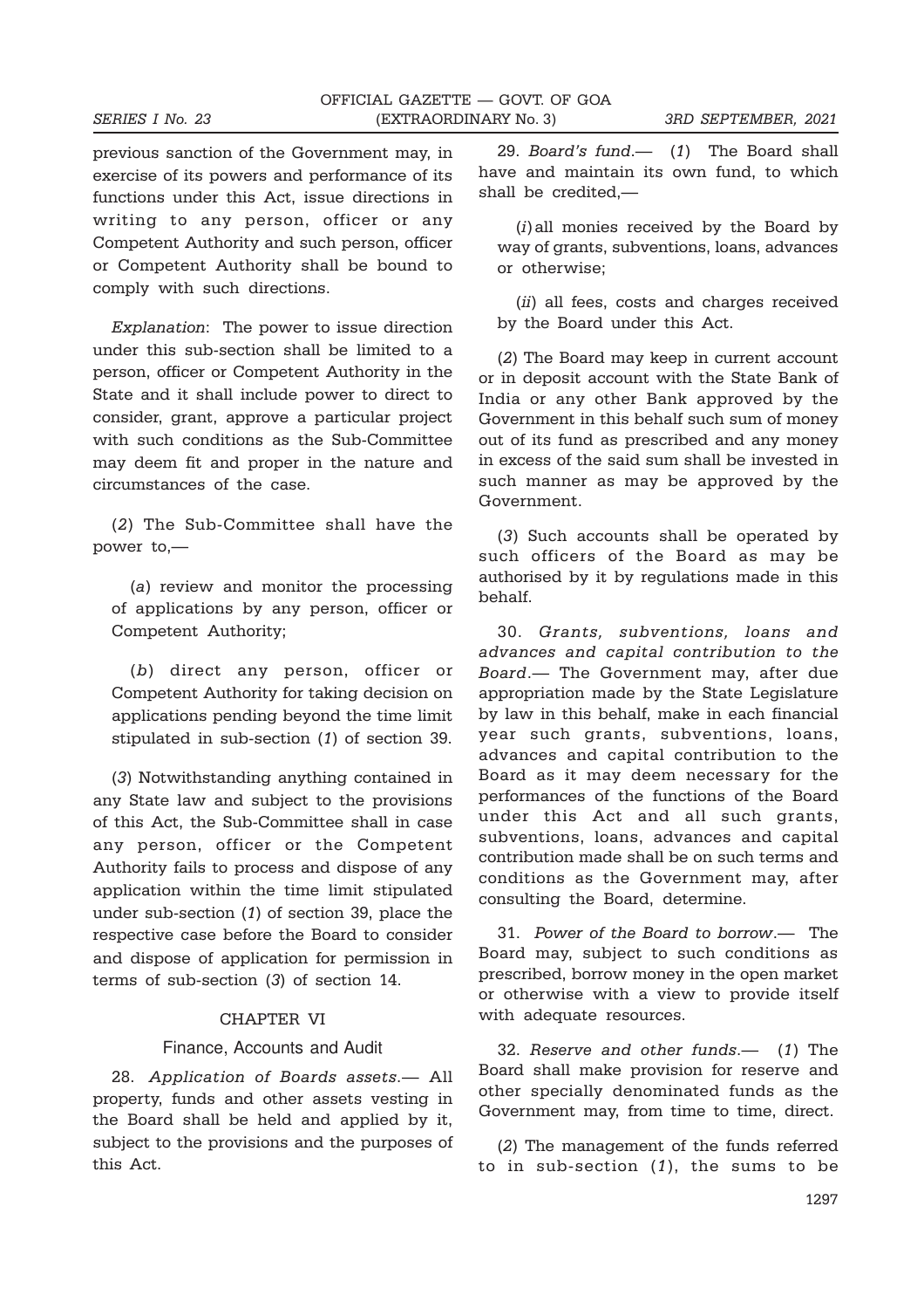previous sanction of the Government may, in exercise of its powers and performance of its functions under this Act, issue directions in writing to any person, officer or any Competent Authority and such person, officer or Competent Authority shall be bound to comply with such directions.

*Explanation*: The power to issue direction under this sub-section shall be limited to a person, officer or Competent Authority in the State and it shall include power to direct to consider, grant, approve a particular project with such conditions as the Sub-Committee may deem fit and proper in the nature and circumstances of the case.

(*2*) The Sub-Committee shall have the power to,—

(*a*) review and monitor the processing of applications by any person, officer or Competent Authority;

(*b*) direct any person, officer or Competent Authority for taking decision on applications pending beyond the time limit stipulated in sub-section (*1*) of section 39.

(*3*) Notwithstanding anything contained in any State law and subject to the provisions of this Act, the Sub-Committee shall in case any person, officer or the Competent Authority fails to process and dispose of any application within the time limit stipulated under sub-section (*1*) of section 39, place the respective case before the Board to consider and dispose of application for permission in terms of sub-section (*3*) of section 14.

## CHAPTER VI

### Finance, Accounts and Audit

28. *Application of Boards assets*.— All property, funds and other assets vesting in the Board shall be held and applied by it, subject to the provisions and the purposes of this Act.

29. *Board's fund*.— (*1*) The Board shall have and maintain its own fund, to which shall be credited,—

(*i*) all monies received by the Board by way of grants, subventions, loans, advances or otherwise;

(*ii*) all fees, costs and charges received by the Board under this Act.

(*2*) The Board may keep in current account or in deposit account with the State Bank of India or any other Bank approved by the Government in this behalf such sum of money out of its fund as prescribed and any money in excess of the said sum shall be invested in such manner as may be approved by the Government.

(*3*) Such accounts shall be operated by such officers of the Board as may be authorised by it by regulations made in this behalf.

30. *Grants, subventions, loans and advances and capital contribution to the Board*.— The Government may, after due appropriation made by the State Legislature by law in this behalf, make in each financial year such grants, subventions, loans, advances and capital contribution to the Board as it may deem necessary for the performances of the functions of the Board under this Act and all such grants, subventions, loans, advances and capital contribution made shall be on such terms and conditions as the Government may, after consulting the Board, determine.

31. *Power of the Board to borrow*.— The Board may, subject to such conditions as prescribed, borrow money in the open market or otherwise with a view to provide itself with adequate resources.

32. *Reserve and other funds*.— (*1*) The Board shall make provision for reserve and other specially denominated funds as the Government may, from time to time, direct.

(*2*) The management of the funds referred to in sub-section (*1*), the sums to be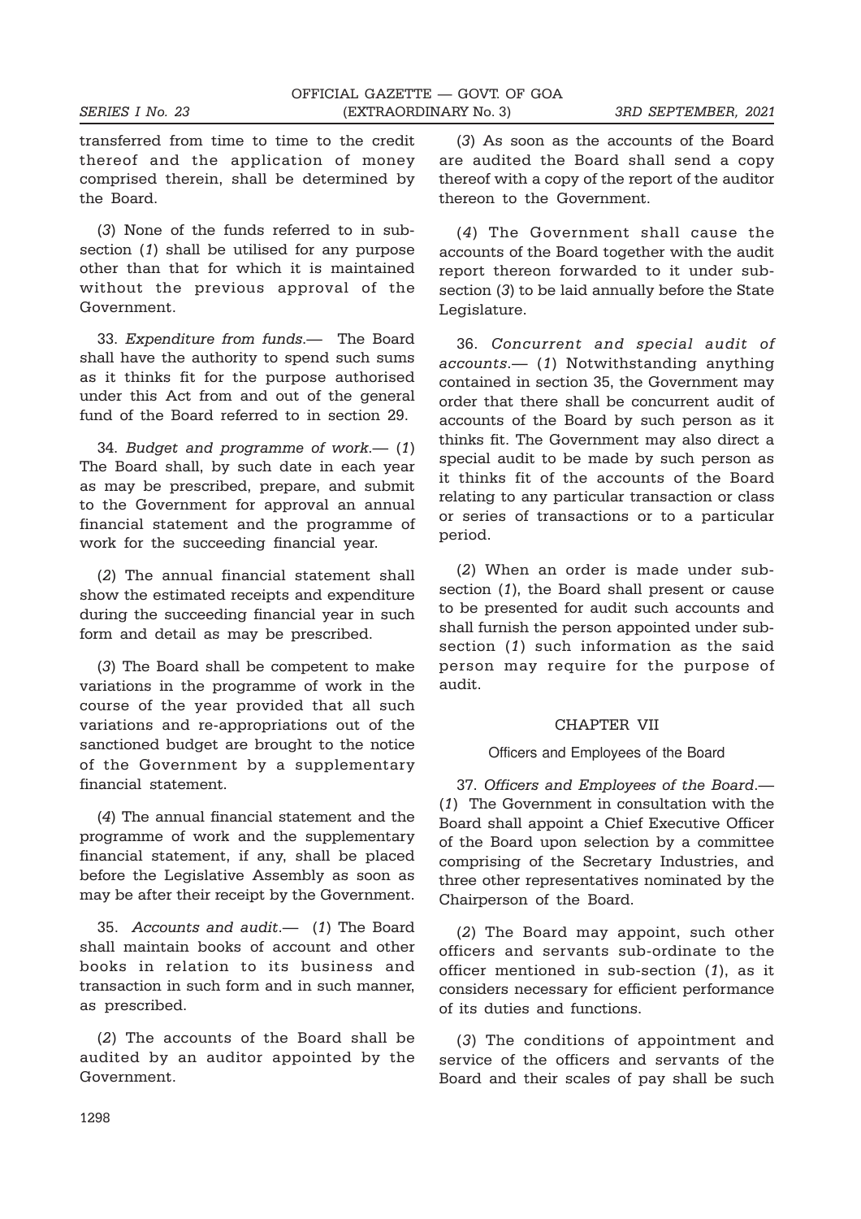transferred from time to time to the credit thereof and the application of money comprised therein, shall be determined by the Board.

(*3*) None of the funds referred to in sub-section (*1*) shall be utilised for any purpose other than that for which it is maintained without the previous approval of the Government.

33. *Expenditure from funds*.— The Board shall have the authority to spend such sums as it thinks fit for the purpose authorised under this Act from and out of the general fund of the Board referred to in section 29.

34. *Budget and programme of work*.— (*1*) The Board shall, by such date in each year as may be prescribed, prepare, and submit to the Government for approval an annual financial statement and the programme of work for the succeeding financial year.

(*2*) The annual financial statement shall show the estimated receipts and expenditure during the succeeding financial year in such form and detail as may be prescribed.

(*3*) The Board shall be competent to make variations in the programme of work in the course of the year provided that all such variations and re-appropriations out of the sanctioned budget are brought to the notice of the Government by a supplementary financial statement.

(*4*) The annual financial statement and the programme of work and the supplementary financial statement, if any, shall be placed before the Legislative Assembly as soon as may be after their receipt by the Government.

35. *Accounts and audit*.— (*1*) The Board shall maintain books of account and other books in relation to its business and transaction in such form and in such manner, as prescribed.

(*2*) The accounts of the Board shall be audited by an auditor appointed by the Government.

(*3*) As soon as the accounts of the Board are audited the Board shall send a copy thereof with a copy of the report of the auditor thereon to the Government.

(*4*) The Government shall cause the accounts of the Board together with the audit report thereon forwarded to it under sub-section (*3*) to be laid annually before the State Legislature.

36. *Concurrent and special audit of accounts*.— (*1*) Notwithstanding anything contained in section 35, the Government may order that there shall be concurrent audit of accounts of the Board by such person as it thinks fit. The Government may also direct a special audit to be made by such person as it thinks fit of the accounts of the Board relating to any particular transaction or class or series of transactions or to a particular period.

(*2*) When an order is made under sub-section (*1*), the Board shall present or cause to be presented for audit such accounts and shall furnish the person appointed under sub-section (*1*) such information as the said person may require for the purpose of audit.

## CHAPTER VII

### Officers and Employees of the Board

37. *Officers and Employees of the Board*.— (*1*) The Government in consultation with the Board shall appoint a Chief Executive Officer of the Board upon selection by a committee comprising of the Secretary Industries, and three other representatives nominated by the Chairperson of the Board.

(*2*) The Board may appoint, such other officers and servants sub-ordinate to the officer mentioned in sub-section (*1*), as it considers necessary for efficient performance of its duties and functions.

(*3*) The conditions of appointment and service of the officers and servants of the Board and their scales of pay shall be such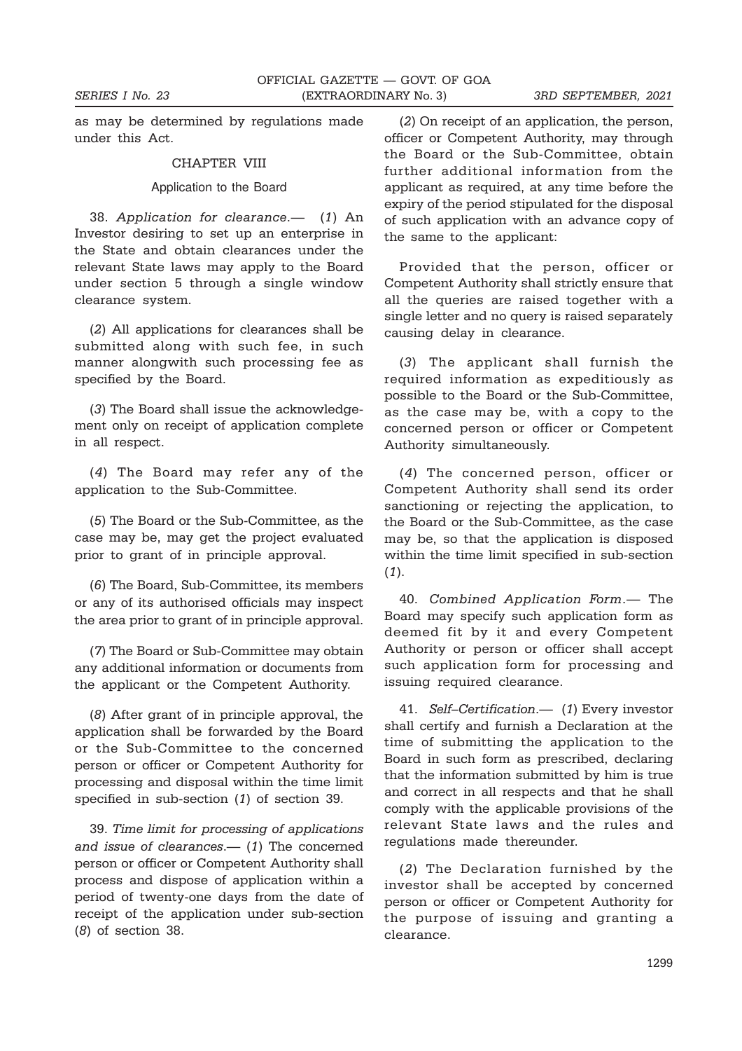as may be determined by regulations made under this Act.

## CHAPTER VIII

### Application to the Board

38. *Application for clearance*.— (*1*) An Investor desiring to set up an enterprise in the State and obtain clearances under the relevant State laws may apply to the Board under section 5 through a single window clearance system.

(*2*) All applications for clearances shall be submitted along with such fee, in such manner alongwith such processing fee as specified by the Board.

(*3*) The Board shall issue the acknowledgement only on receipt of application complete in all respect.

(*4*) The Board may refer any of the application to the Sub-Committee.

(*5*) The Board or the Sub-Committee, as the case may be, may get the project evaluated prior to grant of in principle approval.

(*6*) The Board, Sub-Committee, its members or any of its authorised officials may inspect the area prior to grant of in principle approval.

(*7*) The Board or Sub-Committee may obtain any additional information or documents from the applicant or the Competent Authority.

(*8*) After grant of in principle approval, the application shall be forwarded by the Board or the Sub-Committee to the concerned person or officer or Competent Authority for processing and disposal within the time limit specified in sub-section (*1*) of section 39.

39. *Time limit for processing of applications and issue of clearances*.— (*1*) The concerned person or officer or Competent Authority shall process and dispose of application within a period of twenty-one days from the date of receipt of the application under sub-section (*8*) of section 38.

(*2*) On receipt of an application, the person, officer or Competent Authority, may through the Board or the Sub-Committee, obtain further additional information from the applicant as required, at any time before the expiry of the period stipulated for the disposal of such application with an advance copy of the same to the applicant:

Provided that the person, officer or Competent Authority shall strictly ensure that all the queries are raised together with a single letter and no query is raised separately causing delay in clearance.

(*3*) The applicant shall furnish the required information as expeditiously as possible to the Board or the Sub-Committee, as the case may be, with a copy to the concerned person or officer or Competent Authority simultaneously.

(*4*) The concerned person, officer or Competent Authority shall send its order sanctioning or rejecting the application, to the Board or the Sub-Committee, as the case may be, so that the application is disposed within the time limit specified in sub-section (*1*).

40. *Combined Application Form*.— The Board may specify such application form as deemed fit by it and every Competent Authority or person or officer shall accept such application form for processing and issuing required clearance.

41. *Self–Certification*.— (*1*) Every investor shall certify and furnish a Declaration at the time of submitting the application to the Board in such form as prescribed, declaring that the information submitted by him is true and correct in all respects and that he shall comply with the applicable provisions of the relevant State laws and the rules and regulations made thereunder.

(*2*) The Declaration furnished by the investor shall be accepted by concerned person or officer or Competent Authority for the purpose of issuing and granting a clearance.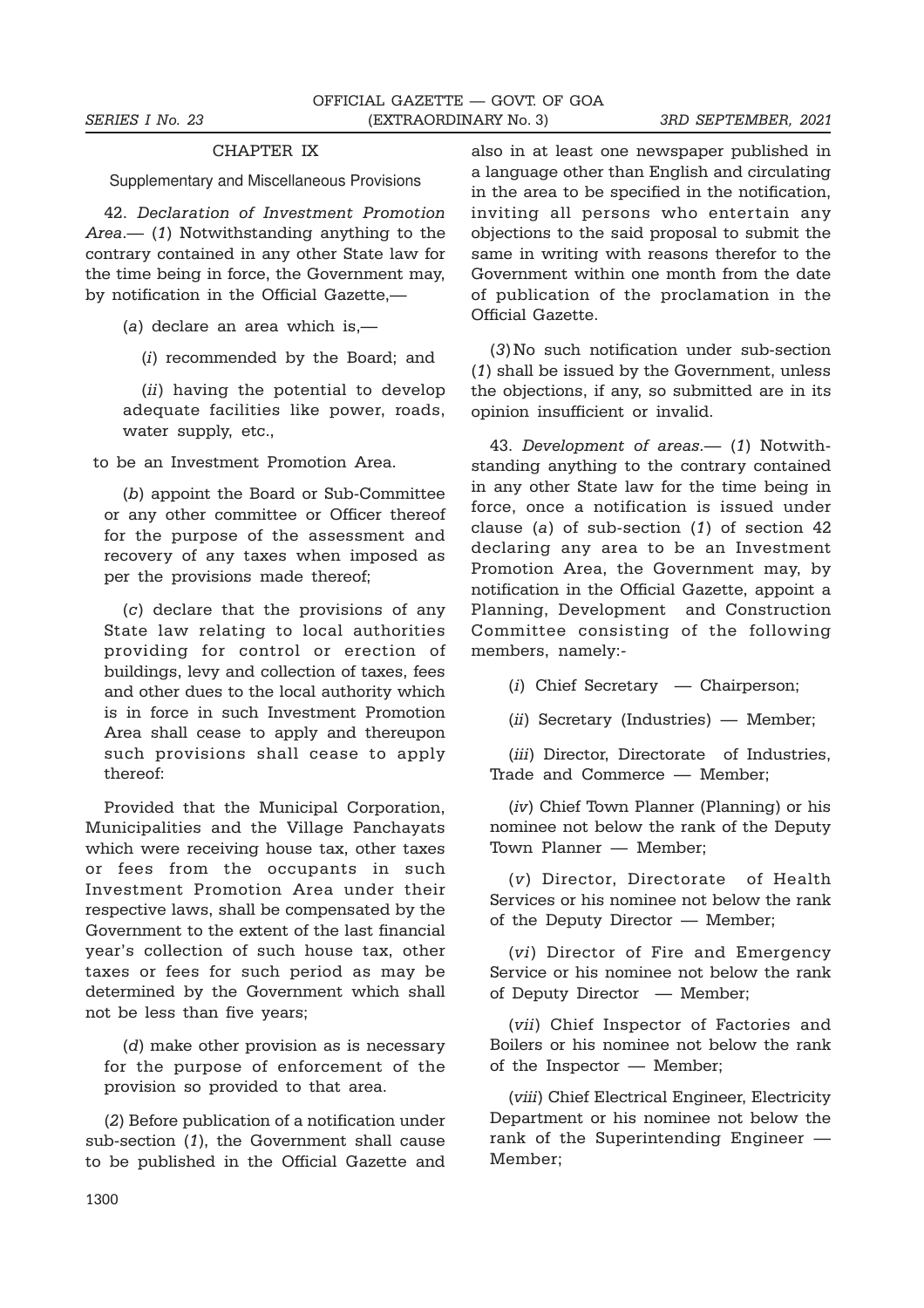## CHAPTER IX

Supplementary and Miscellaneous Provisions

42. *Declaration of Investment Promotion Area*.— (*1*) Notwithstanding anything to the contrary contained in any other State law for the time being in force, the Government may, by notification in the Official Gazette,—

(*a*) declare an area which is,—

(*i*) recommended by the Board; and

(*ii*) having the potential to develop adequate facilities like power, roads, water supply, etc.,

to be an Investment Promotion Area.

(*b*) appoint the Board or Sub-Committee or any other committee or Officer thereof for the purpose of the assessment and recovery of any taxes when imposed as per the provisions made thereof;

(*c*) declare that the provisions of any State law relating to local authorities providing for control or erection of buildings, levy and collection of taxes, fees and other dues to the local authority which is in force in such Investment Promotion Area shall cease to apply and thereupon such provisions shall cease to apply thereof:

Provided that the Municipal Corporation, Municipalities and the Village Panchayats which were receiving house tax, other taxes or fees from the occupants in such Investment Promotion Area under their respective laws, shall be compensated by the Government to the extent of the last financial year's collection of such house tax, other taxes or fees for such period as may be determined by the Government which shall not be less than five years;

(*d*) make other provision as is necessary for the purpose of enforcement of the provision so provided to that area.

(*2*) Before publication of a notification under sub-section (*1*), the Government shall cause to be published in the Official Gazette and also in at least one newspaper published in a language other than English and circulating in the area to be specified in the notification, inviting all persons who entertain any objections to the said proposal to submit the same in writing with reasons therefor to the Government within one month from the date of publication of the proclamation in the Official Gazette.

(*3*) No such notification under sub-section (*1*) shall be issued by the Government, unless the objections, if any, so submitted are in its opinion insufficient or invalid.

43. *Development of areas*.— (*1*) Notwithstanding anything to the contrary contained in any other State law for the time being in force, once a notification is issued under clause (*a*) of sub-section (*1*) of section 42 declaring any area to be an Investment Promotion Area, the Government may, by notification in the Official Gazette, appoint a Planning, Development and Construction Committee consisting of the following members, namely:-

(*i*) Chief Secretary — Chairperson;

(*ii*) Secretary (Industries) — Member;

(*iii*) Director, Directorate of Industries, Trade and Commerce — Member;

(*iv*) Chief Town Planner (Planning) or his nominee not below the rank of the Deputy Town Planner — Member;

(*v*) Director, Directorate of Health Services or his nominee not below the rank of the Deputy Director — Member;

(*vi*) Director of Fire and Emergency Service or his nominee not below the rank of Deputy Director — Member;

(*vii*) Chief Inspector of Factories and Boilers or his nominee not below the rank of the Inspector — Member;

(*viii*) Chief Electrical Engineer, Electricity Department or his nominee not below the rank of the Superintending Engineer — Member;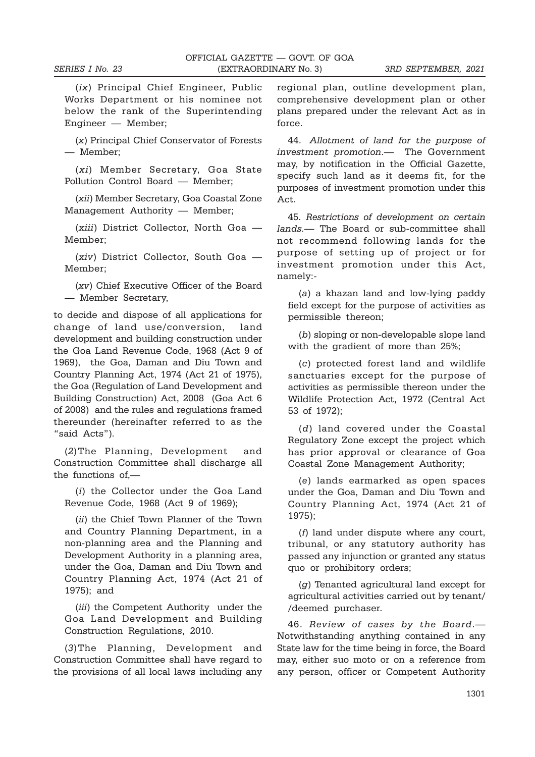(*ix*) Principal Chief Engineer, Public Works Department or his nominee not below the rank of the Superintending Engineer — Member;

(*x*) Principal Chief Conservator of Forests — Member;

(*xi*) Member Secretary, Goa State Pollution Control Board — Member;

(*xii*) Member Secretary, Goa Coastal Zone Management Authority — Member;

(*xiii*) District Collector, North Goa — Member;

(*xiv*) District Collector, South Goa — Member;

(*xv*) Chief Executive Officer of the Board — Member Secretary,

to decide and dispose of all applications for change of land use/conversion, land development and building construction under the Goa Land Revenue Code, 1968 (Act 9 of 1969), the Goa, Daman and Diu Town and Country Planning Act, 1974 (Act 21 of 1975), the Goa (Regulation of Land Development and Building Construction) Act, 2008 (Goa Act 6 of 2008) and the rules and regulations framed thereunder (hereinafter referred to as the "said Acts").

(*2*) The Planning, Development and Construction Committee shall discharge all the functions of,—

(*i*) the Collector under the Goa Land Revenue Code, 1968 (Act 9 of 1969);

(*ii*) the Chief Town Planner of the Town and Country Planning Department, in a non-planning area and the Planning and Development Authority in a planning area, under the Goa, Daman and Diu Town and Country Planning Act, 1974 (Act 21 of 1975); and

(*iii*) the Competent Authority under the Goa Land Development and Building Construction Regulations, 2010.

(*3*) The Planning, Development and Construction Committee shall have regard to the provisions of all local laws including any regional plan, outline development plan, comprehensive development plan or other plans prepared under the relevant Act as in force.

44. *Allotment of land for the purpose of investment promotion*.— The Government may, by notification in the Official Gazette, specify such land as it deems fit, for the purposes of investment promotion under this Act.

45. *Restrictions of development on certain lands*.— The Board or sub-committee shall not recommend following lands for the purpose of setting up of project or for investment promotion under this Act, namely:-

(*a*) a khazan land and low-lying paddy field except for the purpose of activities as permissible thereon;

(*b*) sloping or non-developable slope land with the gradient of more than 25%;

(*c*) protected forest land and wildlife sanctuaries except for the purpose of activities as permissible thereon under the Wildlife Protection Act, 1972 (Central Act 53 of 1972);

(*d*) land covered under the Coastal Regulatory Zone except the project which has prior approval or clearance of Goa Coastal Zone Management Authority;

(*e*) lands earmarked as open spaces under the Goa, Daman and Diu Town and Country Planning Act, 1974 (Act 21 of 1975);

(*f*) land under dispute where any court, tribunal, or any statutory authority has passed any injunction or granted any status quo or prohibitory orders;

(*g*) Tenanted agricultural land except for agricultural activities carried out by tenant/ /deemed purchaser.

46. *Review of cases by the Board*.— Notwithstanding anything contained in any State law for the time being in force, the Board may, either suo moto or on a reference from any person, officer or Competent Authority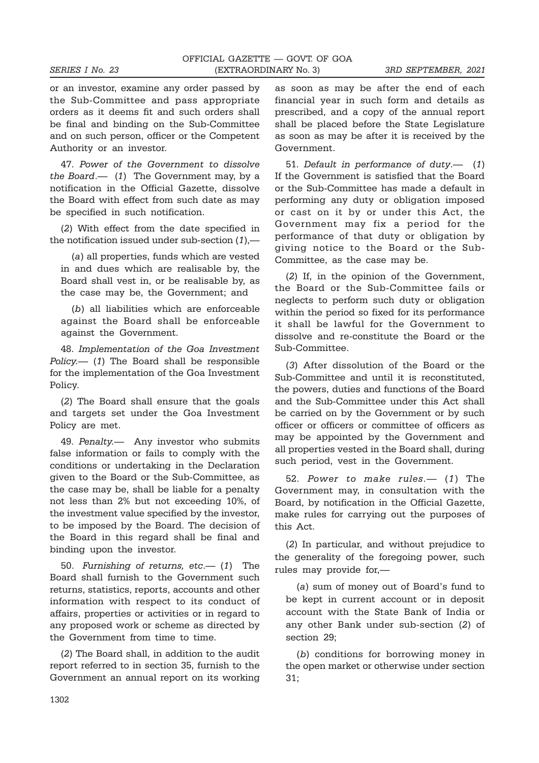or an investor, examine any order passed by the Sub-Committee and pass appropriate orders as it deems fit and such orders shall be final and binding on the Sub-Committee and on such person, officer or the Competent Authority or an investor.

47. *Power of the Government to dissolve the Board*.— (*1*) The Government may, by a notification in the Official Gazette, dissolve the Board with effect from such date as may be specified in such notification.

(*2*) With effect from the date specified in the notification issued under sub-section (*1*),—

(*a*) all properties, funds which are vested in and dues which are realisable by, the Board shall vest in, or be realisable by, as the case may be, the Government; and

(*b*) all liabilities which are enforceable against the Board shall be enforceable against the Government.

48. *Implementation of the Goa Investment Policy*.— (*1*) The Board shall be responsible for the implementation of the Goa Investment Policy.

(*2*) The Board shall ensure that the goals and targets set under the Goa Investment Policy are met.

49. *Penalty*.— Any investor who submits false information or fails to comply with the conditions or undertaking in the Declaration given to the Board or the Sub-Committee, as the case may be, shall be liable for a penalty not less than 2% but not exceeding 10%, of the investment value specified by the investor, to be imposed by the Board. The decision of the Board in this regard shall be final and binding upon the investor.

50. *Furnishing of returns, etc*.— (*1*) The Board shall furnish to the Government such returns, statistics, reports, accounts and other information with respect to its conduct of affairs, properties or activities or in regard to any proposed work or scheme as directed by the Government from time to time.

(*2*) The Board shall, in addition to the audit report referred to in section 35, furnish to the Government an annual report on its working as soon as may be after the end of each financial year in such form and details as prescribed, and a copy of the annual report shall be placed before the State Legislature as soon as may be after it is received by the Government.

51. *Default in performance of duty*.— (*1*) If the Government is satisfied that the Board or the Sub-Committee has made a default in performing any duty or obligation imposed or cast on it by or under this Act, the Government may fix a period for the performance of that duty or obligation by giving notice to the Board or the Sub-Committee, as the case may be.

(*2*) If, in the opinion of the Government, the Board or the Sub-Committee fails or neglects to perform such duty or obligation within the period so fixed for its performance it shall be lawful for the Government to dissolve and re-constitute the Board or the Sub-Committee.

(*3*) After dissolution of the Board or the Sub-Committee and until it is reconstituted, the powers, duties and functions of the Board and the Sub-Committee under this Act shall be carried on by the Government or by such officer or officers or committee of officers as may be appointed by the Government and all properties vested in the Board shall, during such period, vest in the Government.

52. *Power to make rules*.— (*1*) The Government may, in consultation with the Board, by notification in the Official Gazette, make rules for carrying out the purposes of this Act.

(*2*) In particular, and without prejudice to the generality of the foregoing power, such rules may provide for,—

(*a*) sum of money out of Board's fund to be kept in current account or in deposit account with the State Bank of India or any other Bank under sub-section (*2*) of section 29;

(*b*) conditions for borrowing money in the open market or otherwise under section 31;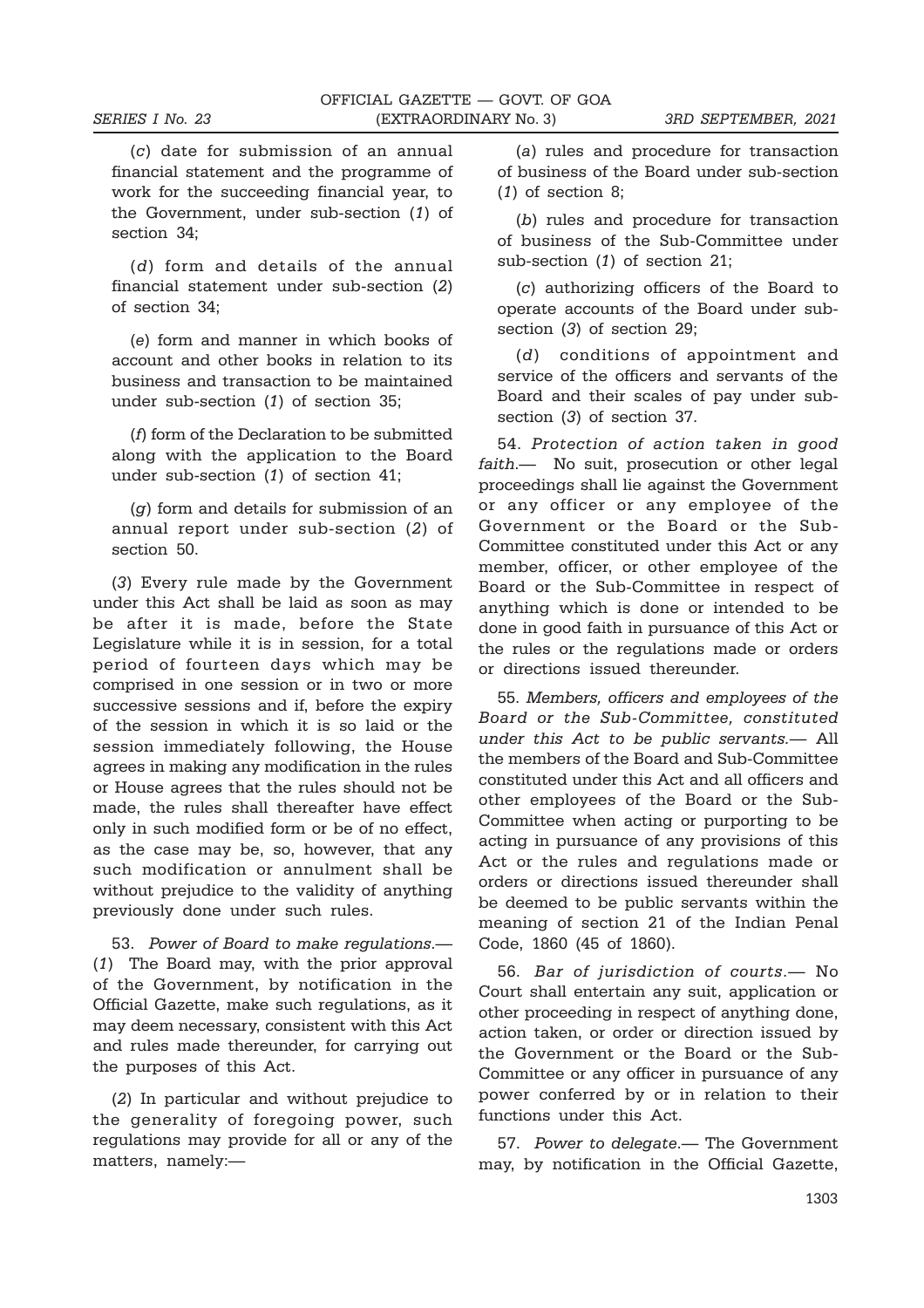(*c*) date for submission of an annual financial statement and the programme of work for the succeeding financial year, to the Government, under sub-section (*1*) of section 34;

(*d*) form and details of the annual financial statement under sub-section (*2*) of section 34;

(*e*) form and manner in which books of account and other books in relation to its business and transaction to be maintained under sub-section (*1*) of section 35;

(*f*) form of the Declaration to be submitted along with the application to the Board under sub-section (*1*) of section 41;

(*g*) form and details for submission of an annual report under sub-section (*2*) of section 50.

(*3*) Every rule made by the Government under this Act shall be laid as soon as may be after it is made, before the State Legislature while it is in session, for a total period of fourteen days which may be comprised in one session or in two or more successive sessions and if, before the expiry of the session in which it is so laid or the session immediately following, the House agrees in making any modification in the rules or House agrees that the rules should not be made, the rules shall thereafter have effect only in such modified form or be of no effect, as the case may be, so, however, that any such modification or annulment shall be without prejudice to the validity of anything previously done under such rules.

53. *Power of Board to make regulations*.— (*1*) The Board may, with the prior approval of the Government, by notification in the Official Gazette, make such regulations, as it may deem necessary, consistent with this Act and rules made thereunder, for carrying out the purposes of this Act.

(*2*) In particular and without prejudice to the generality of foregoing power, such regulations may provide for all or any of the matters, namely:—

(*a*) rules and procedure for transaction of business of the Board under sub-section (*1*) of section 8;

(*b*) rules and procedure for transaction of business of the Sub-Committee under sub-section (*1*) of section 21;

(*c*) authorizing officers of the Board to operate accounts of the Board under sub-section (*3*) of section 29;

(*d*) conditions of appointment and service of the officers and servants of the Board and their scales of pay under sub-section (*3*) of section 37.

54. *Protection of action taken in good faith*.— No suit, prosecution or other legal proceedings shall lie against the Government or any officer or any employee of the Government or the Board or the Sub-Committee constituted under this Act or any member, officer, or other employee of the Board or the Sub-Committee in respect of anything which is done or intended to be done in good faith in pursuance of this Act or the rules or the regulations made or orders or directions issued thereunder.

55. *Members, officers and employees of the Board or the Sub-Committee, constituted under this Act to be public servants*.— All the members of the Board and Sub-Committee constituted under this Act and all officers and other employees of the Board or the Sub-Committee when acting or purporting to be acting in pursuance of any provisions of this Act or the rules and regulations made or orders or directions issued thereunder shall be deemed to be public servants within the meaning of section 21 of the Indian Penal Code, 1860 (45 of 1860).

56. *Bar of jurisdiction of courts*.— No Court shall entertain any suit, application or other proceeding in respect of anything done, action taken, or order or direction issued by the Government or the Board or the Sub-Committee or any officer in pursuance of any power conferred by or in relation to their functions under this Act.

57. *Power to delegate*.— The Government may, by notification in the Official Gazette,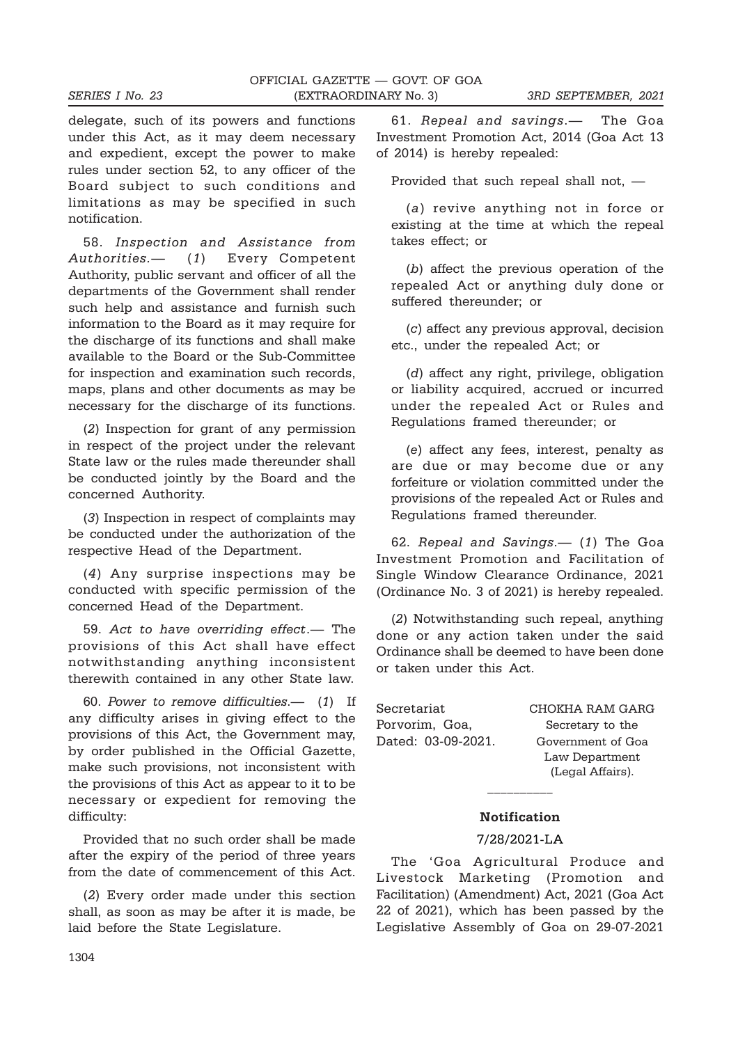delegate, such of its powers and functions under this Act, as it may deem necessary and expedient, except the power to make rules under section 52, to any officer of the Board subject to such conditions and limitations as may be specified in such notification.

58. *Inspection and Assistance from Authorities*.— (*1*) Every Competent Authority, public servant and officer of all the departments of the Government shall render such help and assistance and furnish such information to the Board as it may require for the discharge of its functions and shall make available to the Board or the Sub-Committee for inspection and examination such records, maps, plans and other documents as may be necessary for the discharge of its functions.

(*2*) Inspection for grant of any permission in respect of the project under the relevant State law or the rules made thereunder shall be conducted jointly by the Board and the concerned Authority.

(*3*) Inspection in respect of complaints may be conducted under the authorization of the respective Head of the Department.

(*4*) Any surprise inspections may be conducted with specific permission of the concerned Head of the Department.

59. *Act to have overriding effect*.— The provisions of this Act shall have effect notwithstanding anything inconsistent therewith contained in any other State law.

60. *Power to remove difficulties*.— (*1*) If any difficulty arises in giving effect to the provisions of this Act, the Government may, by order published in the Official Gazette, make such provisions, not inconsistent with the provisions of this Act as appear to it to be necessary or expedient for removing the difficulty:

Provided that no such order shall be made after the expiry of the period of three years from the date of commencement of this Act.

(*2*) Every order made under this section shall, as soon as may be after it is made, be laid before the State Legislature.

61. *Repeal and savings*.— The Goa Investment Promotion Act, 2014 (Goa Act 13 of 2014) is hereby repealed:

Provided that such repeal shall not, —

(*a*) revive anything not in force or existing at the time at which the repeal takes effect; or

(*b*) affect the previous operation of the repealed Act or anything duly done or suffered thereunder; or

(*c*) affect any previous approval, decision etc., under the repealed Act; or

(*d*) affect any right, privilege, obligation or liability acquired, accrued or incurred under the repealed Act or Rules and Regulations framed thereunder; or

(*e*) affect any fees, interest, penalty as are due or may become due or any forfeiture or violation committed under the provisions of the repealed Act or Rules and Regulations framed thereunder.

62. *Repeal and Savings*.— (*1*) The Goa Investment Promotion and Facilitation of Single Window Clearance Ordinance, 2021 (Ordinance No. 3 of 2021) is hereby repealed.

(*2*) Notwithstanding such repeal, anything done or any action taken under the said Ordinance shall be deemed to have been done or taken under this Act.

Secretariat
Porvorim, Goa,
Dated: 03-09-2021.

CHOKHA RAM GARG
Secretary to the
Government of Goa
Law Department
(Legal Affairs).

---

**Notification**

7/28/2021-LA

The 'Goa Agricultural Produce and Livestock Marketing (Promotion and Facilitation) (Amendment) Act, 2021 (Goa Act 22 of 2021), which has been passed by the Legislative Assembly of Goa on 29-07-2021